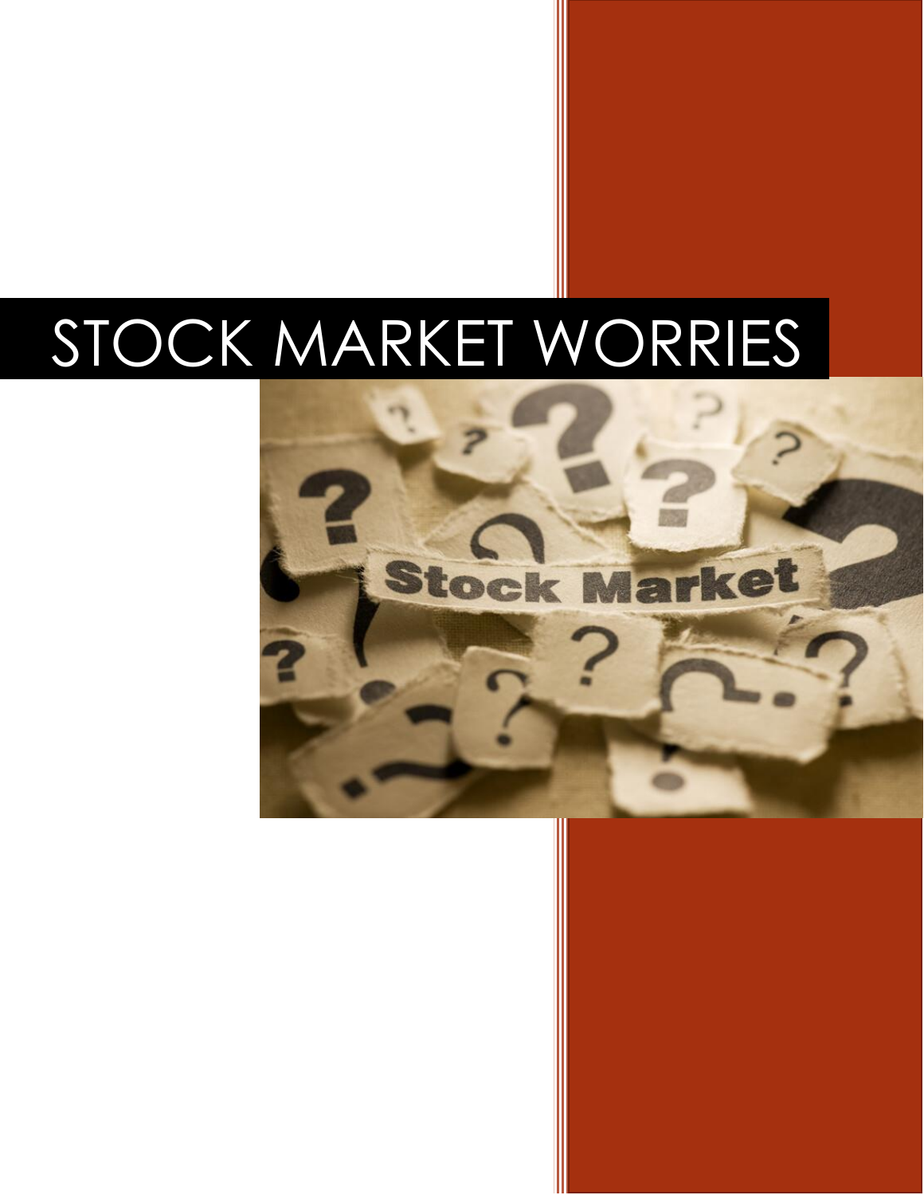# STOCK MARKET WORRIES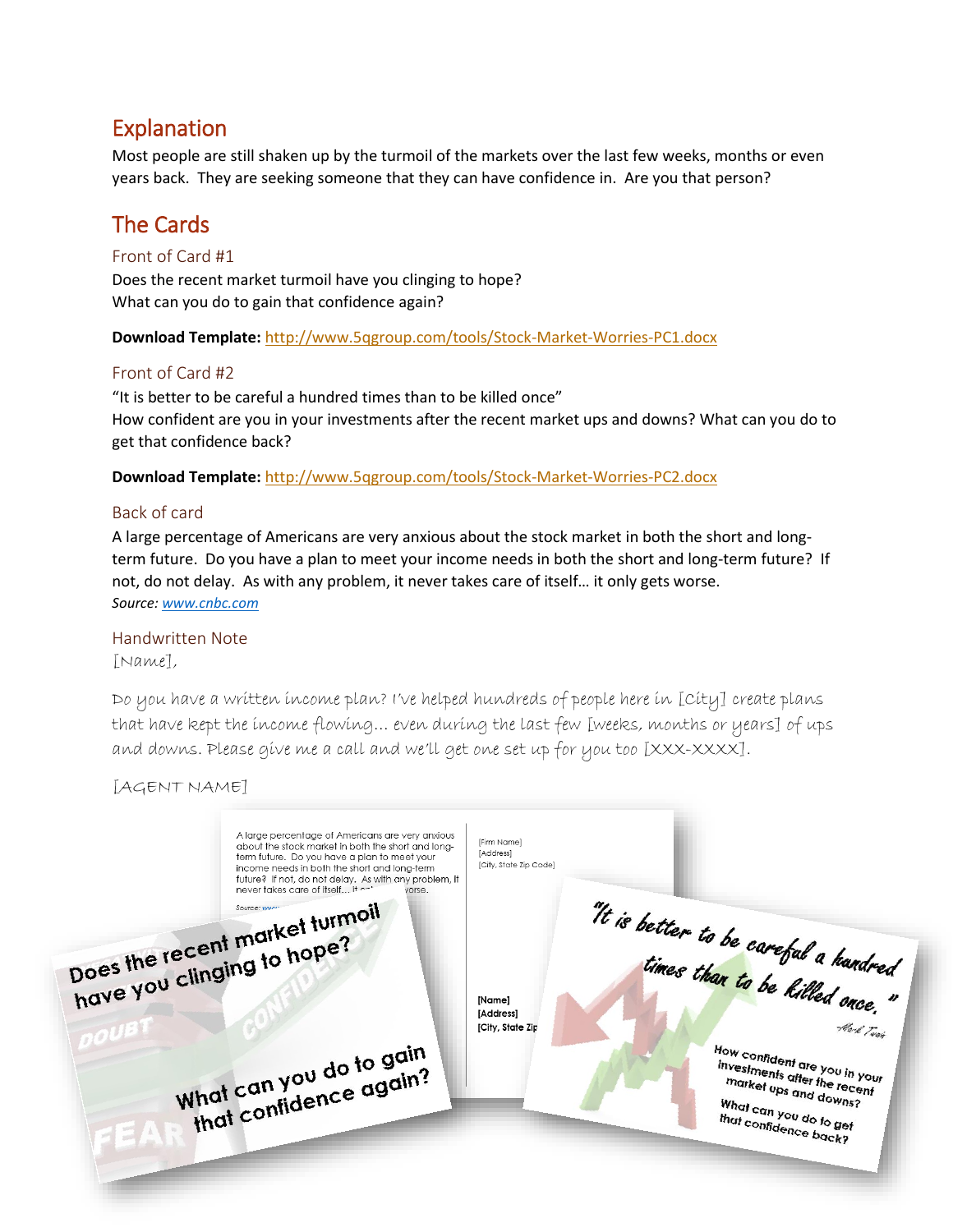## Explanation

Most people are still shaken up by the turmoil of the markets over the last few weeks, months or even years back. They are seeking someone that they can have confidence in. Are you that person?

## The Cards

### Front of Card #1

Does the recent market turmoil have you clinging to hope?
What can you do to gain that confidence again?

**Download Template:** http://www.5qgroup.com/tools/Stock-Market-Worries-PC1.docx

### Front of Card #2

"It is better to be careful a hundred times than to be killed once"
How confident are you in your investments after the recent market ups and downs? What can you do to get that confidence back?

**Download Template:** http://www.5qgroup.com/tools/Stock-Market-Worries-PC2.docx

### Back of card

A large percentage of Americans are very anxious about the stock market in both the short and long-term future. Do you have a plan to meet your income needs in both the short and long-term future? If not, do not delay. As with any problem, it never takes care of itself… it only gets worse.
*Source: www.cnbc.com*

### Handwritten Note

[Name],

Do you have a written income plan? I've helped hundreds of people here in [City] create plans that have kept the income flowing… even during the last few [weeks, months or years] of ups and downs. Please give me a call and we'll get one set up for you too [XXX-XXXX].

[AGENT NAME]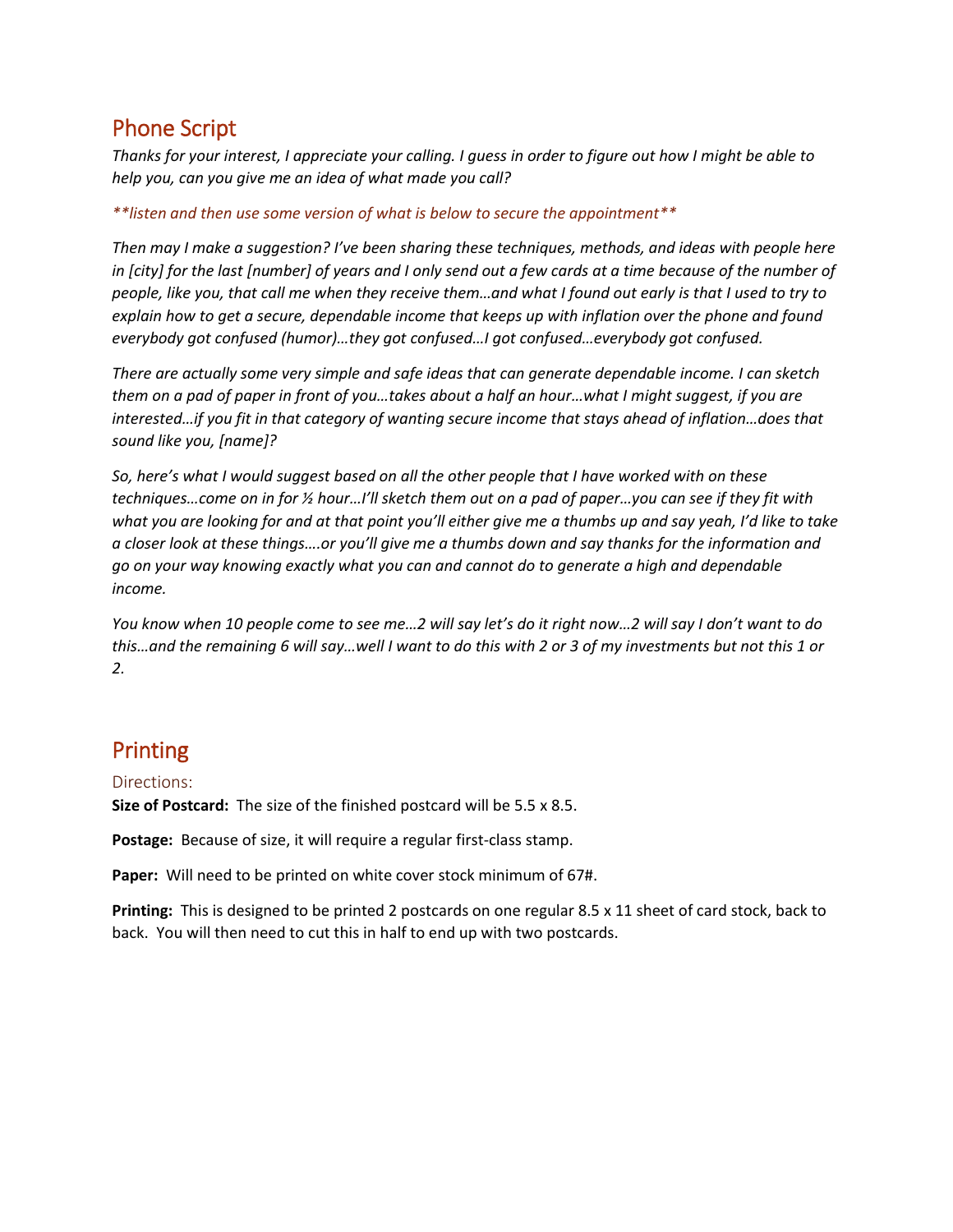## Phone Script

*Thanks for your interest, I appreciate your calling. I guess in order to figure out how I might be able to help you, can you give me an idea of what made you call?*

***listen and then use some version of what is below to secure the appointment***

*Then may I make a suggestion? I've been sharing these techniques, methods, and ideas with people here in [city] for the last [number] of years and I only send out a few cards at a time because of the number of people, like you, that call me when they receive them…and what I found out early is that I used to try to explain how to get a secure, dependable income that keeps up with inflation over the phone and found everybody got confused (humor)…they got confused…I got confused…everybody got confused.*

*There are actually some very simple and safe ideas that can generate dependable income. I can sketch them on a pad of paper in front of you…takes about a half an hour…what I might suggest, if you are interested…if you fit in that category of wanting secure income that stays ahead of inflation…does that sound like you, [name]?*

*So, here's what I would suggest based on all the other people that I have worked with on these techniques…come on in for ½ hour…I'll sketch them out on a pad of paper…you can see if they fit with what you are looking for and at that point you'll either give me a thumbs up and say yeah, I'd like to take a closer look at these things….or you'll give me a thumbs down and say thanks for the information and go on your way knowing exactly what you can and cannot do to generate a high and dependable income.*

*You know when 10 people come to see me…2 will say let's do it right now…2 will say I don't want to do this…and the remaining 6 will say…well I want to do this with 2 or 3 of my investments but not this 1 or 2.*

## Printing

### Directions:

**Size of Postcard:** The size of the finished postcard will be 5.5 x 8.5.

**Postage:** Because of size, it will require a regular first-class stamp.

**Paper:** Will need to be printed on white cover stock minimum of 67#.

**Printing:** This is designed to be printed 2 postcards on one regular 8.5 x 11 sheet of card stock, back to back. You will then need to cut this in half to end up with two postcards.